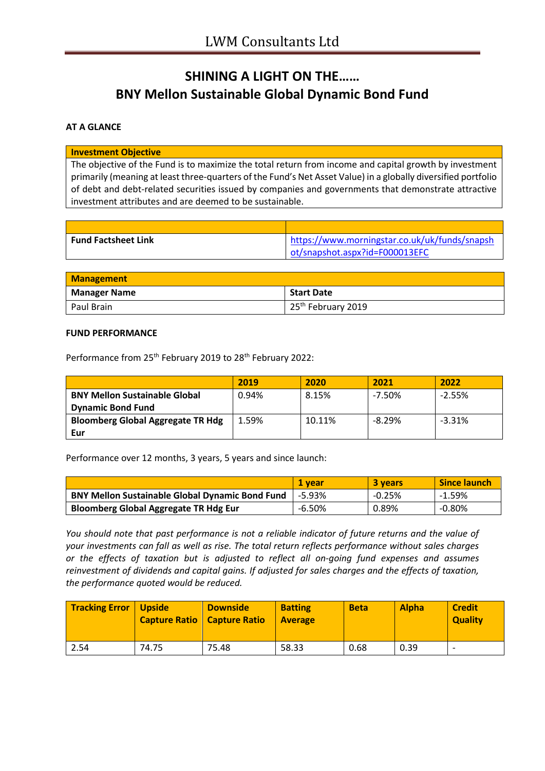# SHINING A LIGHT ON THE……
# BNY Mellon Sustainable Global Dynamic Bond Fund

**AT A GLANCE**

| Investment Objective |
|---|
| The objective of the Fund is to maximize the total return from income and capital growth by investment primarily (meaning at least three-quarters of the Fund's Net Asset Value) in a globally diversified portfolio of debt and debt-related securities issued by companies and governments that demonstrate attractive investment attributes and are deemed to be sustainable. |

| | |
|---|---|
| **Fund Factsheet Link** | https://www.morningstar.co.uk/uk/funds/snapshot/snapshot.aspx?id=F000013EFC |

| Management | |
|---|---|
| **Manager Name** | **Start Date** |
| Paul Brain | 25th February 2019 |

**FUND PERFORMANCE**

Performance from 25th February 2019 to 28th February 2022:

| | 2019 | 2020 | 2021 | 2022 |
|---|---|---|---|---|
| **BNY Mellon Sustainable Global Dynamic Bond Fund** | 0.94% | 8.15% | -7.50% | -2.55% |
| **Bloomberg Global Aggregate TR Hdg Eur** | 1.59% | 10.11% | -8.29% | -3.31% |

Performance over 12 months, 3 years, 5 years and since launch:

| | 1 year | 3 years | Since launch |
|---|---|---|---|
| **BNY Mellon Sustainable Global Dynamic Bond Fund** | -5.93% | -0.25% | -1.59% |
| **Bloomberg Global Aggregate TR Hdg Eur** | -6.50% | 0.89% | -0.80% |

*You should note that past performance is not a reliable indicator of future returns and the value of your investments can fall as well as rise. The total return reflects performance without sales charges or the effects of taxation but is adjusted to reflect all on-going fund expenses and assumes reinvestment of dividends and capital gains. If adjusted for sales charges and the effects of taxation, the performance quoted would be reduced.*

| Tracking Error | Upside Capture Ratio | Downside Capture Ratio | Batting Average | Beta | Alpha | Credit Quality |
|---|---|---|---|---|---|---|
| 2.54 | 74.75 | 75.48 | 58.33 | 0.68 | 0.39 | - |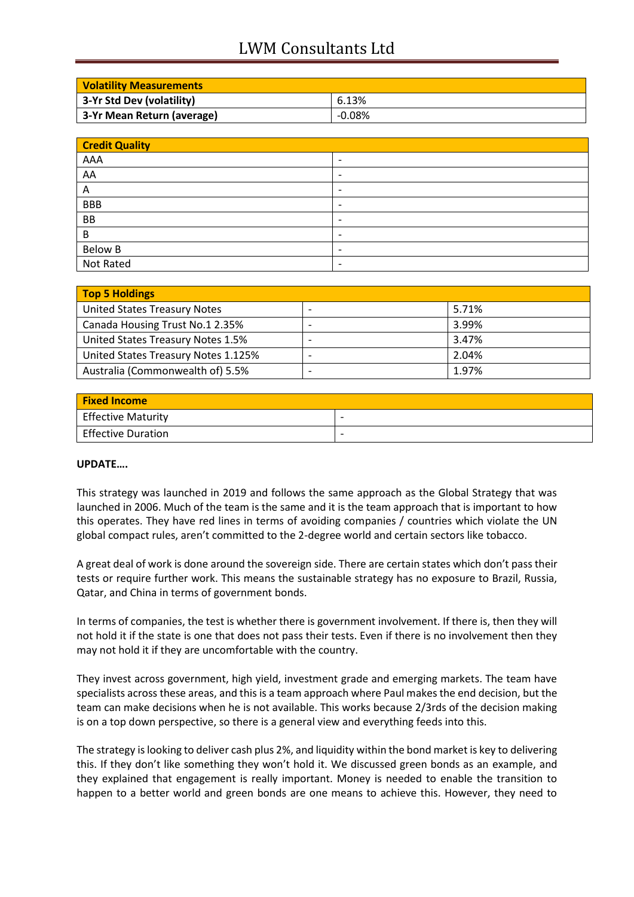| Volatility Measurements | |
|---|---|
| 3-Yr Std Dev (volatility) | 6.13% |
| 3-Yr Mean Return (average) | -0.08% |

| Credit Quality | |
|---|---|
| AAA | - |
| AA | - |
| A | - |
| BBB | - |
| BB | - |
| B | - |
| Below B | - |
| Not Rated | - |

| Top 5 Holdings | | |
|---|---|---|
| United States Treasury Notes | - | 5.71% |
| Canada Housing Trust No.1 2.35% | - | 3.99% |
| United States Treasury Notes 1.5% | - | 3.47% |
| United States Treasury Notes 1.125% | - | 2.04% |
| Australia (Commonwealth of) 5.5% | - | 1.97% |

| Fixed Income | |
|---|---|
| Effective Maturity | - |
| Effective Duration | - |

**UPDATE….**

This strategy was launched in 2019 and follows the same approach as the Global Strategy that was launched in 2006. Much of the team is the same and it is the team approach that is important to how this operates. They have red lines in terms of avoiding companies / countries which violate the UN global compact rules, aren't committed to the 2-degree world and certain sectors like tobacco.

A great deal of work is done around the sovereign side. There are certain states which don't pass their tests or require further work. This means the sustainable strategy has no exposure to Brazil, Russia, Qatar, and China in terms of government bonds.

In terms of companies, the test is whether there is government involvement. If there is, then they will not hold it if the state is one that does not pass their tests. Even if there is no involvement then they may not hold it if they are uncomfortable with the country.

They invest across government, high yield, investment grade and emerging markets. The team have specialists across these areas, and this is a team approach where Paul makes the end decision, but the team can make decisions when he is not available. This works because 2/3rds of the decision making is on a top down perspective, so there is a general view and everything feeds into this.

The strategy is looking to deliver cash plus 2%, and liquidity within the bond market is key to delivering this. If they don't like something they won't hold it. We discussed green bonds as an example, and they explained that engagement is really important. Money is needed to enable the transition to happen to a better world and green bonds are one means to achieve this. However, they need to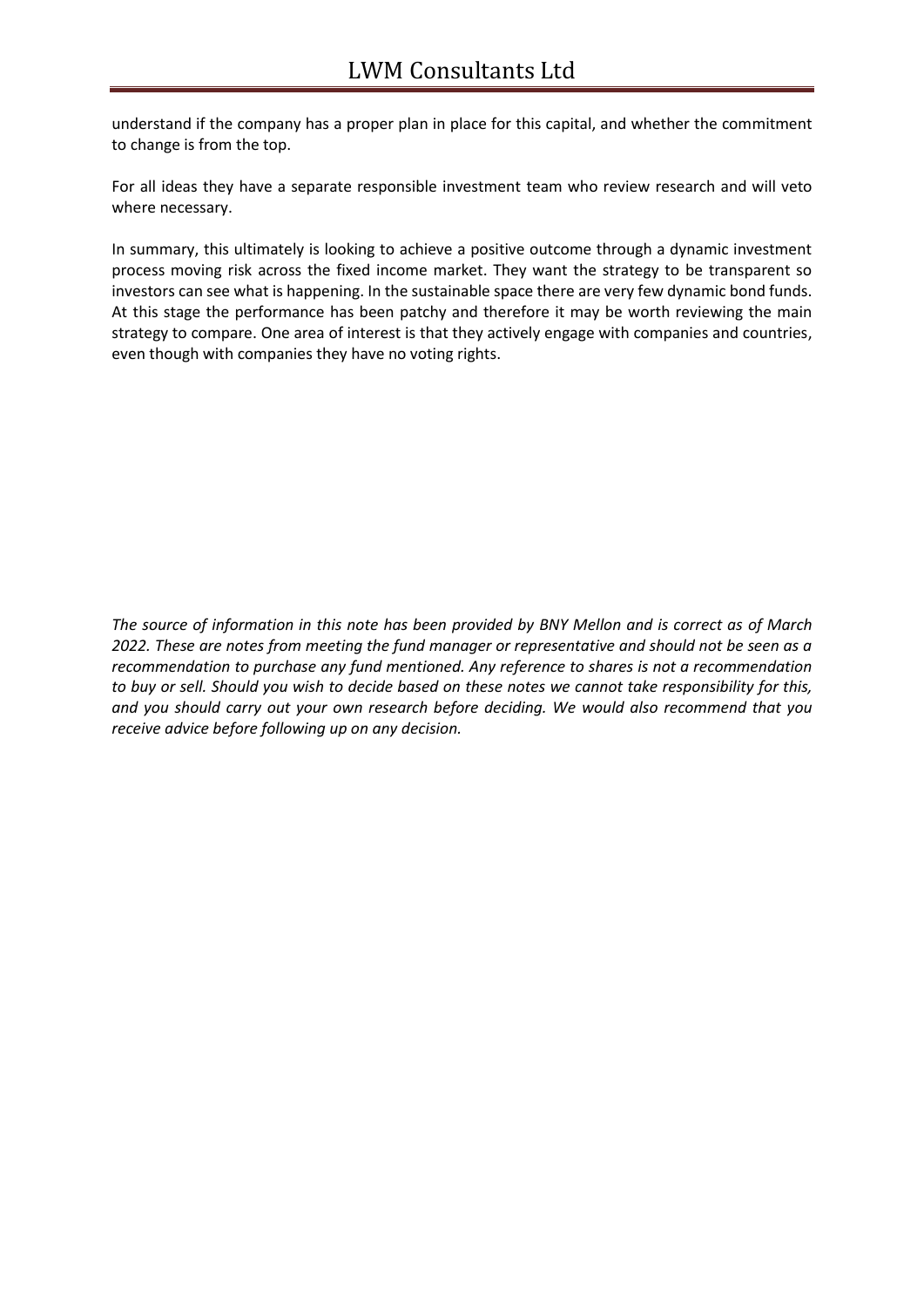understand if the company has a proper plan in place for this capital, and whether the commitment to change is from the top.

For all ideas they have a separate responsible investment team who review research and will veto where necessary.

In summary, this ultimately is looking to achieve a positive outcome through a dynamic investment process moving risk across the fixed income market. They want the strategy to be transparent so investors can see what is happening. In the sustainable space there are very few dynamic bond funds. At this stage the performance has been patchy and therefore it may be worth reviewing the main strategy to compare. One area of interest is that they actively engage with companies and countries, even though with companies they have no voting rights.

*The source of information in this note has been provided by BNY Mellon and is correct as of March 2022. These are notes from meeting the fund manager or representative and should not be seen as a recommendation to purchase any fund mentioned. Any reference to shares is not a recommendation to buy or sell. Should you wish to decide based on these notes we cannot take responsibility for this, and you should carry out your own research before deciding. We would also recommend that you receive advice before following up on any decision.*